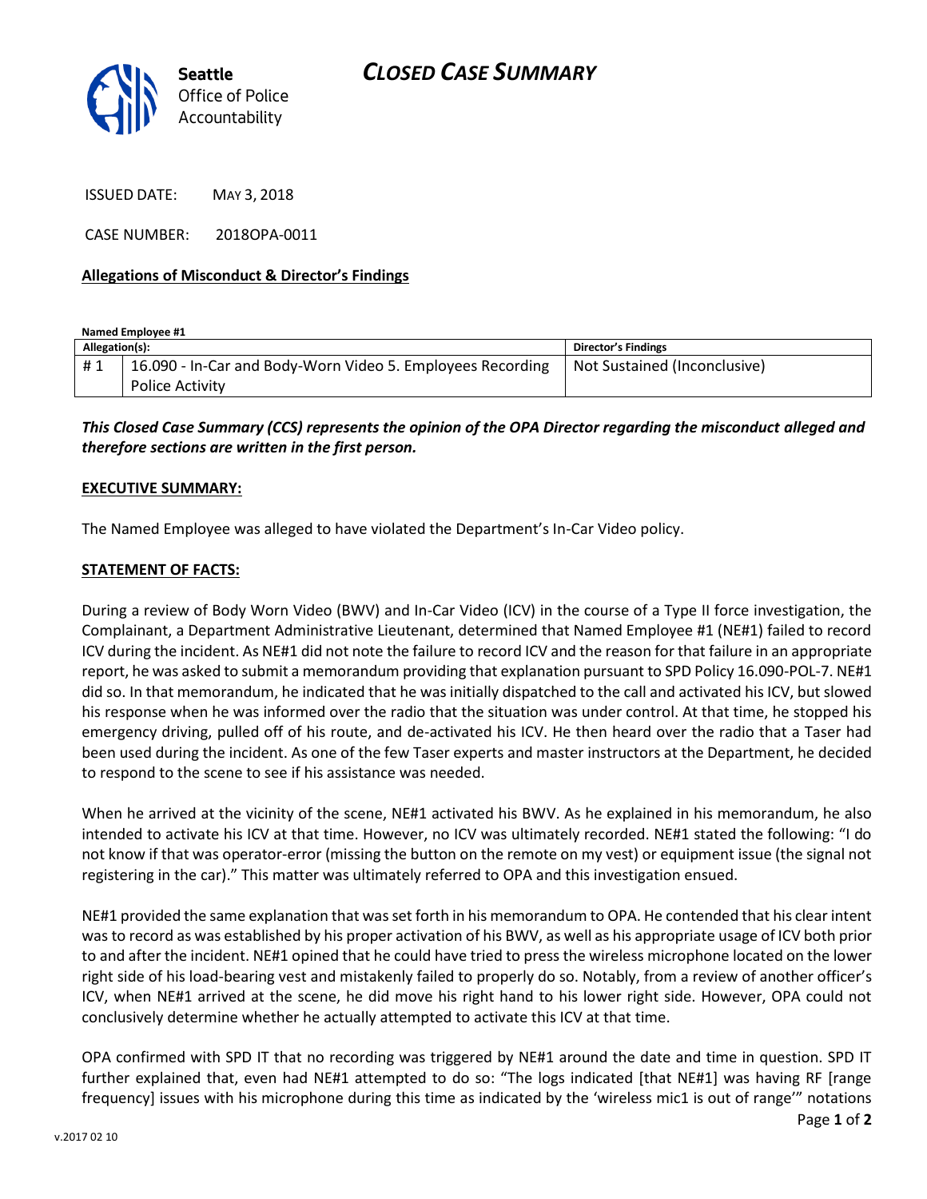Seattle Office of Police Accountability

# CLOSED CASE SUMMARY

ISSUED DATE: MAY 3, 2018

CASE NUMBER: 2018OPA-0011

**Allegations of Misconduct & Director's Findings**

**Named Employee #1**

| Allegation(s): | | Director's Findings |
|---|---|---|
| # 1 | 16.090 - In-Car and Body-Worn Video 5. Employees Recording Police Activity | Not Sustained (Inconclusive) |

***This Closed Case Summary (CCS) represents the opinion of the OPA Director regarding the misconduct alleged and therefore sections are written in the first person.***

**EXECUTIVE SUMMARY:**

The Named Employee was alleged to have violated the Department's In-Car Video policy.

**STATEMENT OF FACTS:**

During a review of Body Worn Video (BWV) and In-Car Video (ICV) in the course of a Type II force investigation, the Complainant, a Department Administrative Lieutenant, determined that Named Employee #1 (NE#1) failed to record ICV during the incident. As NE#1 did not note the failure to record ICV and the reason for that failure in an appropriate report, he was asked to submit a memorandum providing that explanation pursuant to SPD Policy 16.090-POL-7. NE#1 did so. In that memorandum, he indicated that he was initially dispatched to the call and activated his ICV, but slowed his response when he was informed over the radio that the situation was under control. At that time, he stopped his emergency driving, pulled off of his route, and de-activated his ICV. He then heard over the radio that a Taser had been used during the incident. As one of the few Taser experts and master instructors at the Department, he decided to respond to the scene to see if his assistance was needed.

When he arrived at the vicinity of the scene, NE#1 activated his BWV. As he explained in his memorandum, he also intended to activate his ICV at that time. However, no ICV was ultimately recorded. NE#1 stated the following: "I do not know if that was operator-error (missing the button on the remote on my vest) or equipment issue (the signal not registering in the car)." This matter was ultimately referred to OPA and this investigation ensued.

NE#1 provided the same explanation that was set forth in his memorandum to OPA. He contended that his clear intent was to record as was established by his proper activation of his BWV, as well as his appropriate usage of ICV both prior to and after the incident. NE#1 opined that he could have tried to press the wireless microphone located on the lower right side of his load-bearing vest and mistakenly failed to properly do so. Notably, from a review of another officer's ICV, when NE#1 arrived at the scene, he did move his right hand to his lower right side. However, OPA could not conclusively determine whether he actually attempted to activate this ICV at that time.

OPA confirmed with SPD IT that no recording was triggered by NE#1 around the date and time in question. SPD IT further explained that, even had NE#1 attempted to do so: "The logs indicated [that NE#1] was having RF [range frequency] issues with his microphone during this time as indicated by the 'wireless mic1 is out of range'" notations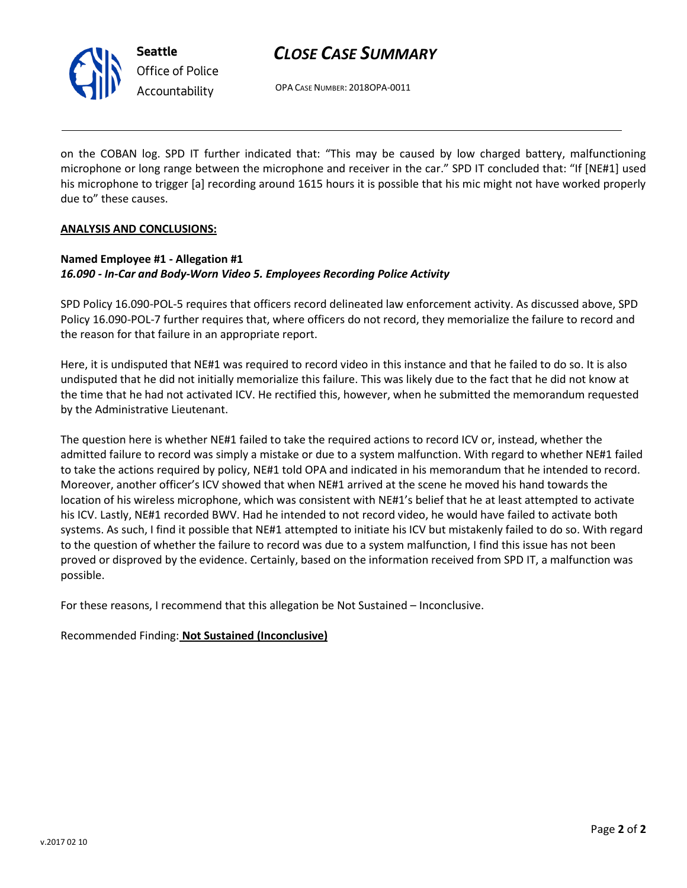on the COBAN log. SPD IT further indicated that: "This may be caused by low charged battery, malfunctioning microphone or long range between the microphone and receiver in the car." SPD IT concluded that: "If [NE#1] used his microphone to trigger [a] recording around 1615 hours it is possible that his mic might not have worked properly due to" these causes.

**ANALYSIS AND CONCLUSIONS:**

**Named Employee #1 - Allegation #1**
***16.090 - In-Car and Body-Worn Video 5. Employees Recording Police Activity***

SPD Policy 16.090-POL-5 requires that officers record delineated law enforcement activity. As discussed above, SPD Policy 16.090-POL-7 further requires that, where officers do not record, they memorialize the failure to record and the reason for that failure in an appropriate report.

Here, it is undisputed that NE#1 was required to record video in this instance and that he failed to do so. It is also undisputed that he did not initially memorialize this failure. This was likely due to the fact that he did not know at the time that he had not activated ICV. He rectified this, however, when he submitted the memorandum requested by the Administrative Lieutenant.

The question here is whether NE#1 failed to take the required actions to record ICV or, instead, whether the admitted failure to record was simply a mistake or due to a system malfunction. With regard to whether NE#1 failed to take the actions required by policy, NE#1 told OPA and indicated in his memorandum that he intended to record. Moreover, another officer's ICV showed that when NE#1 arrived at the scene he moved his hand towards the location of his wireless microphone, which was consistent with NE#1's belief that he at least attempted to activate his ICV. Lastly, NE#1 recorded BWV. Had he intended to not record video, he would have failed to activate both systems. As such, I find it possible that NE#1 attempted to initiate his ICV but mistakenly failed to do so. With regard to the question of whether the failure to record was due to a system malfunction, I find this issue has not been proved or disproved by the evidence. Certainly, based on the information received from SPD IT, a malfunction was possible.

For these reasons, I recommend that this allegation be Not Sustained – Inconclusive.

Recommended Finding: **Not Sustained (Inconclusive)**